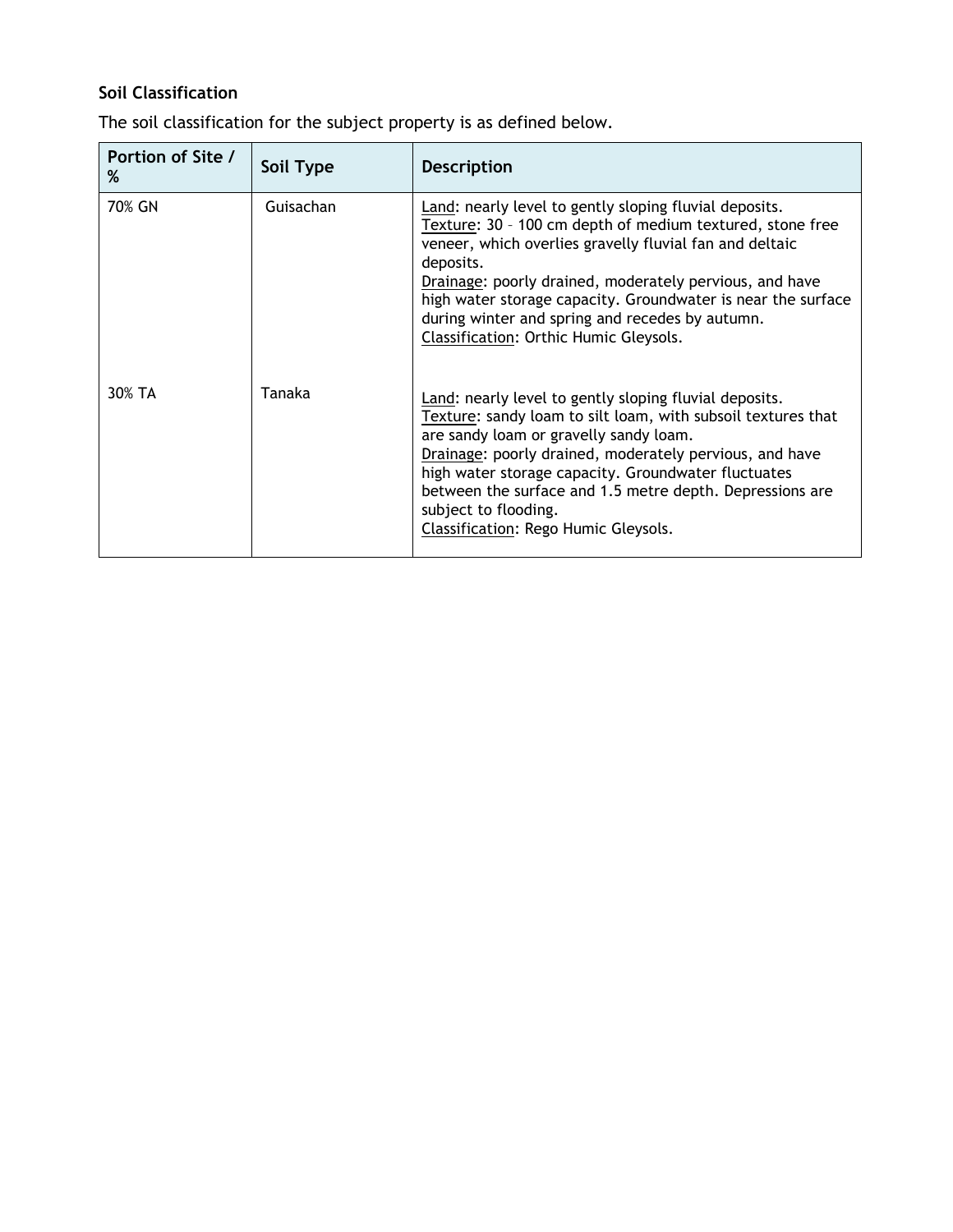### Soil Classification

The soil classification for the subject property is as defined below.

| Portion of Site / % | Soil Type | Description |
|---|---|---|
| 70% GN | Guisachan | Land: nearly level to gently sloping fluvial deposits.<br>Texture: 30 – 100 cm depth of medium textured, stone free veneer, which overlies gravelly fluvial fan and deltaic deposits.<br>Drainage: poorly drained, moderately pervious, and have high water storage capacity. Groundwater is near the surface during winter and spring and recedes by autumn.<br>Classification: Orthic Humic Gleysols. |
| 30% TA | Tanaka | Land: nearly level to gently sloping fluvial deposits.<br>Texture: sandy loam to silt loam, with subsoil textures that are sandy loam or gravelly sandy loam.<br>Drainage: poorly drained, moderately pervious, and have high water storage capacity. Groundwater fluctuates between the surface and 1.5 metre depth. Depressions are subject to flooding.<br>Classification: Rego Humic Gleysols. |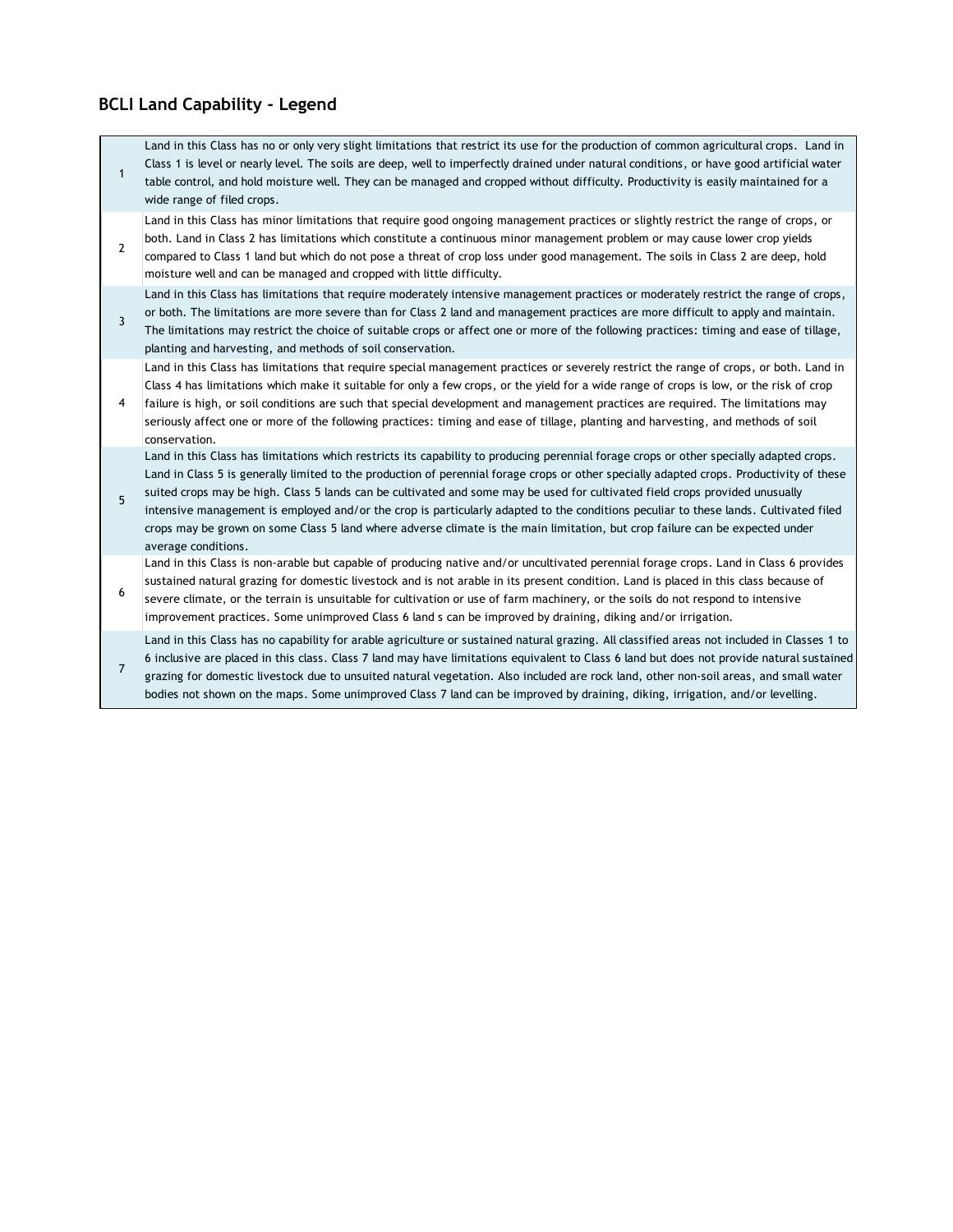## BCLI Land Capability - Legend

| | |
|---|---|
| 1 | Land in this Class has no or only very slight limitations that restrict its use for the production of common agricultural crops. Land in Class 1 is level or nearly level. The soils are deep, well to imperfectly drained under natural conditions, or have good artificial water table control, and hold moisture well. They can be managed and cropped without difficulty. Productivity is easily maintained for a wide range of filed crops. |
| 2 | Land in this Class has minor limitations that require good ongoing management practices or slightly restrict the range of crops, or both. Land in Class 2 has limitations which constitute a continuous minor management problem or may cause lower crop yields compared to Class 1 land but which do not pose a threat of crop loss under good management. The soils in Class 2 are deep, hold moisture well and can be managed and cropped with little difficulty. |
| 3 | Land in this Class has limitations that require moderately intensive management practices or moderately restrict the range of crops, or both. The limitations are more severe than for Class 2 land and management practices are more difficult to apply and maintain. The limitations may restrict the choice of suitable crops or affect one or more of the following practices: timing and ease of tillage, planting and harvesting, and methods of soil conservation. |
| 4 | Land in this Class has limitations that require special management practices or severely restrict the range of crops, or both. Land in Class 4 has limitations which make it suitable for only a few crops, or the yield for a wide range of crops is low, or the risk of crop failure is high, or soil conditions are such that special development and management practices are required. The limitations may seriously affect one or more of the following practices: timing and ease of tillage, planting and harvesting, and methods of soil conservation. |
| 5 | Land in this Class has limitations which restricts its capability to producing perennial forage crops or other specially adapted crops. Land in Class 5 is generally limited to the production of perennial forage crops or other specially adapted crops. Productivity of these suited crops may be high. Class 5 lands can be cultivated and some may be used for cultivated field crops provided unusually intensive management is employed and/or the crop is particularly adapted to the conditions peculiar to these lands. Cultivated filed crops may be grown on some Class 5 land where adverse climate is the main limitation, but crop failure can be expected under average conditions. |
| 6 | Land in this Class is non-arable but capable of producing native and/or uncultivated perennial forage crops. Land in Class 6 provides sustained natural grazing for domestic livestock and is not arable in its present condition. Land is placed in this class because of severe climate, or the terrain is unsuitable for cultivation or use of farm machinery, or the soils do not respond to intensive improvement practices. Some unimproved Class 6 land s can be improved by draining, diking and/or irrigation. |
| 7 | Land in this Class has no capability for arable agriculture or sustained natural grazing. All classified areas not included in Classes 1 to 6 inclusive are placed in this class. Class 7 land may have limitations equivalent to Class 6 land but does not provide natural sustained grazing for domestic livestock due to unsuited natural vegetation. Also included are rock land, other non-soil areas, and small water bodies not shown on the maps. Some unimproved Class 7 land can be improved by draining, diking, irrigation, and/or levelling. |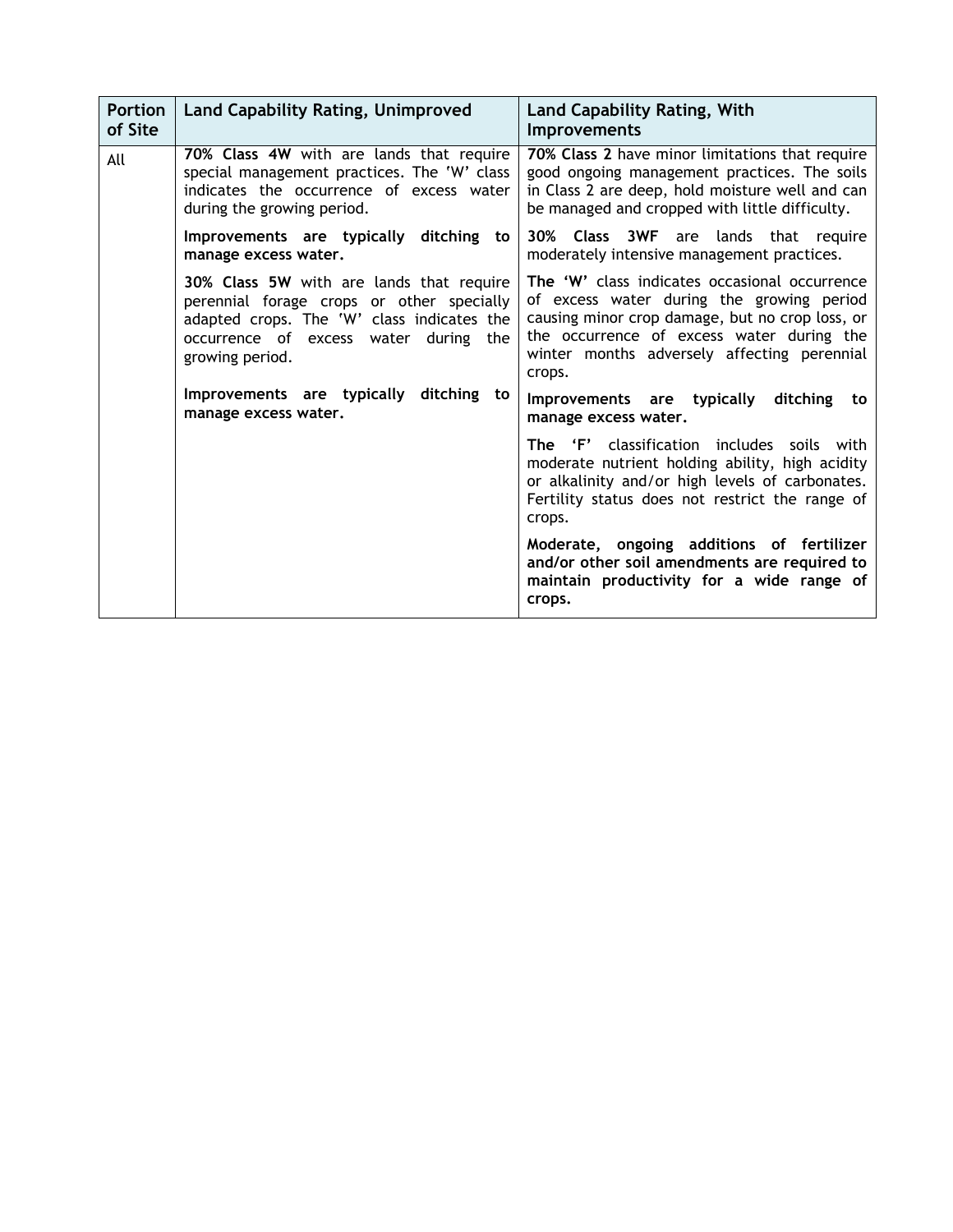| Portion of Site | Land Capability Rating, Unimproved | Land Capability Rating, With Improvements |
|---|---|---|
| All | **70% Class 4W** with are lands that require special management practices. The 'W' class indicates the occurrence of excess water during the growing period.<br><br>**Improvements are typically ditching to manage excess water.**<br><br>**30% Class 5W** with are lands that require perennial forage crops or other specially adapted crops. The 'W' class indicates the occurrence of excess water during the growing period.<br><br>**Improvements are typically ditching to manage excess water.** | **70% Class 2** have minor limitations that require good ongoing management practices. The soils in Class 2 are deep, hold moisture well and can be managed and cropped with little difficulty.<br><br>**30% Class 3WF** are lands that require moderately intensive management practices.<br><br>**The 'W'** class indicates occasional occurrence of excess water during the growing period causing minor crop damage, but no crop loss, or the occurrence of excess water during the winter months adversely affecting perennial crops.<br><br>**Improvements are typically ditching to manage excess water.**<br><br>**The 'F'** classification includes soils with moderate nutrient holding ability, high acidity or alkalinity and/or high levels of carbonates. Fertility status does not restrict the range of crops.<br><br>**Moderate, ongoing additions of fertilizer and/or other soil amendments are required to maintain productivity for a wide range of crops.** |